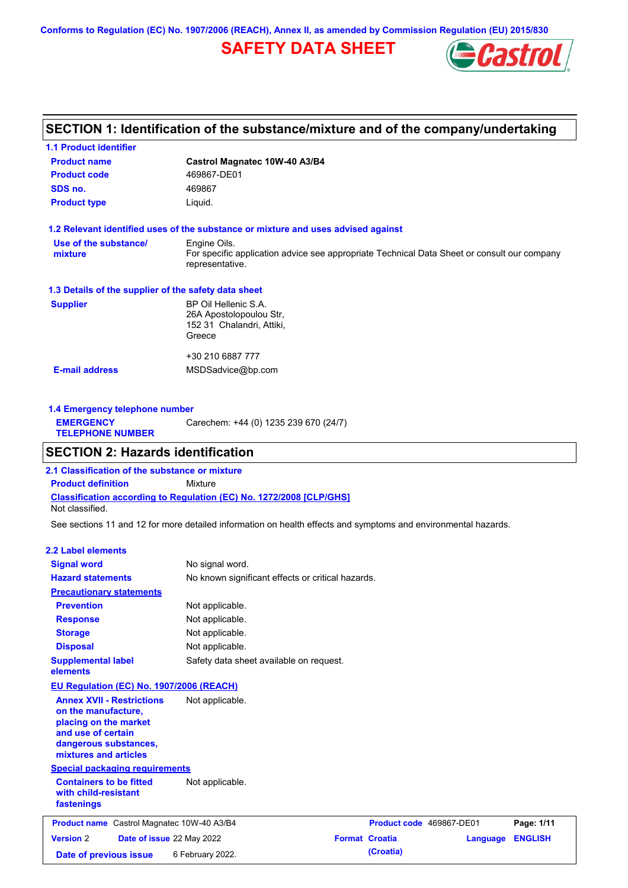Conforms to Regulation (EC) No. 1907/2006 (REACH), Annex II, as amended by Commission Regulation (EU) 2015/830

# SAFETY DATA SHEET

## SECTION 1: Identification of the substance/mixture and of the company/undertaking

### 1.1 Product identifier

| | |
|---|---|
| **Product name** | **Castrol Magnatec 10W-40 A3/B4** |
| **Product code** | 469867-DE01 |
| **SDS no.** | 469867 |
| **Product type** | Liquid. |

### 1.2 Relevant identified uses of the substance or mixture and uses advised against

| | |
|---|---|
| **Use of the substance/ mixture** | Engine Oils. For specific application advice see appropriate Technical Data Sheet or consult our company representative. |

### 1.3 Details of the supplier of the safety data sheet

| | |
|---|---|
| **Supplier** | BP Oil Hellenic S.A. 26A Apostolopoulou Str, 152 31 Chalandri, Attiki, Greece<br><br>+30 210 6887 777 |
| **E-mail address** | MSDSadvice@bp.com |

### 1.4 Emergency telephone number

| | |
|---|---|
| **EMERGENCY TELEPHONE NUMBER** | Carechem: +44 (0) 1235 239 670 (24/7) |

## SECTION 2: Hazards identification

### 2.1 Classification of the substance or mixture

**Product definition** Mixture

**Classification according to Regulation (EC) No. 1272/2008 [CLP/GHS]**

Not classified.

See sections 11 and 12 for more detailed information on health effects and symptoms and environmental hazards.

### 2.2 Label elements

| | |
|---|---|
| **Signal word** | No signal word. |
| **Hazard statements** | No known significant effects or critical hazards. |
| **Precautionary statements** | |
| **Prevention** | Not applicable. |
| **Response** | Not applicable. |
| **Storage** | Not applicable. |
| **Disposal** | Not applicable. |
| **Supplemental label elements** | Safety data sheet available on request. |

**EU Regulation (EC) No. 1907/2006 (REACH)**

| | |
|---|---|
| **Annex XVII - Restrictions on the manufacture, placing on the market and use of certain dangerous substances, mixtures and articles** | Not applicable. |

**Special packaging requirements**

| | |
|---|---|
| **Containers to be fitted with child-resistant fastenings** | Not applicable. |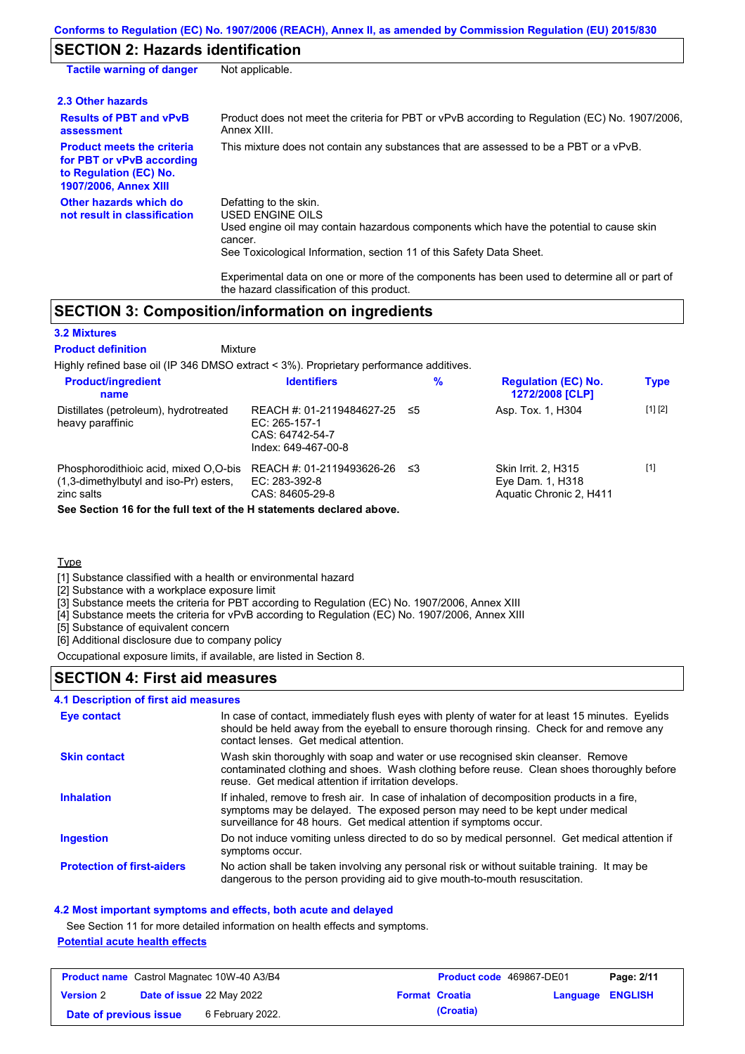## SECTION 2: Hazards identification

**Tactile warning of danger**: Not applicable.

### 2.3 Other hazards

**Results of PBT and vPvB assessment**: Product does not meet the criteria for PBT or vPvB according to Regulation (EC) No. 1907/2006, Annex XIII.

**Product meets the criteria for PBT or vPvB according to Regulation (EC) No. 1907/2006, Annex XIII**: This mixture does not contain any substances that are assessed to be a PBT or a vPvB.

**Other hazards which do not result in classification**: Defatting to the skin.
USED ENGINE OILS
Used engine oil may contain hazardous components which have the potential to cause skin cancer.
See Toxicological Information, section 11 of this Safety Data Sheet.

Experimental data on one or more of the components has been used to determine all or part of the hazard classification of this product.

## SECTION 3: Composition/information on ingredients

### 3.2 Mixtures

**Product definition**: Mixture

Highly refined base oil (IP 346 DMSO extract < 3%). Proprietary performance additives.

| Product/ingredient name | Identifiers | % | Regulation (EC) No. 1272/2008 [CLP] | Type |
|---|---|---|---|---|
| Distillates (petroleum), hydrotreated heavy paraffinic | REACH #: 01-2119484627-25<br>EC: 265-157-1<br>CAS: 64742-54-7<br>Index: 649-467-00-8 | ≤5 | Asp. Tox. 1, H304 | [1] [2] |
| Phosphorodithioic acid, mixed O,O-bis (1,3-dimethylbutyl and iso-Pr) esters, zinc salts | REACH #: 01-2119493626-26<br>EC: 283-392-8<br>CAS: 84605-29-8 | ≤3 | Skin Irrit. 2, H315<br>Eye Dam. 1, H318<br>Aquatic Chronic 2, H411 | [1] |

**See Section 16 for the full text of the H statements declared above.**

Type
[1] Substance classified with a health or environmental hazard
[2] Substance with a workplace exposure limit
[3] Substance meets the criteria for PBT according to Regulation (EC) No. 1907/2006, Annex XIII
[4] Substance meets the criteria for vPvB according to Regulation (EC) No. 1907/2006, Annex XIII
[5] Substance of equivalent concern
[6] Additional disclosure due to company policy

Occupational exposure limits, if available, are listed in Section 8.

## SECTION 4: First aid measures

### 4.1 Description of first aid measures

**Eye contact**: In case of contact, immediately flush eyes with plenty of water for at least 15 minutes. Eyelids should be held away from the eyeball to ensure thorough rinsing. Check for and remove any contact lenses. Get medical attention.

**Skin contact**: Wash skin thoroughly with soap and water or use recognised skin cleanser. Remove contaminated clothing and shoes. Wash clothing before reuse. Clean shoes thoroughly before reuse. Get medical attention if irritation develops.

**Inhalation**: If inhaled, remove to fresh air. In case of inhalation of decomposition products in a fire, symptoms may be delayed. The exposed person may need to be kept under medical surveillance for 48 hours. Get medical attention if symptoms occur.

**Ingestion**: Do not induce vomiting unless directed to do so by medical personnel. Get medical attention if symptoms occur.

**Protection of first-aiders**: No action shall be taken involving any personal risk or without suitable training. It may be dangerous to the person providing aid to give mouth-to-mouth resuscitation.

### 4.2 Most important symptoms and effects, both acute and delayed

See Section 11 for more detailed information on health effects and symptoms.

**Potential acute health effects**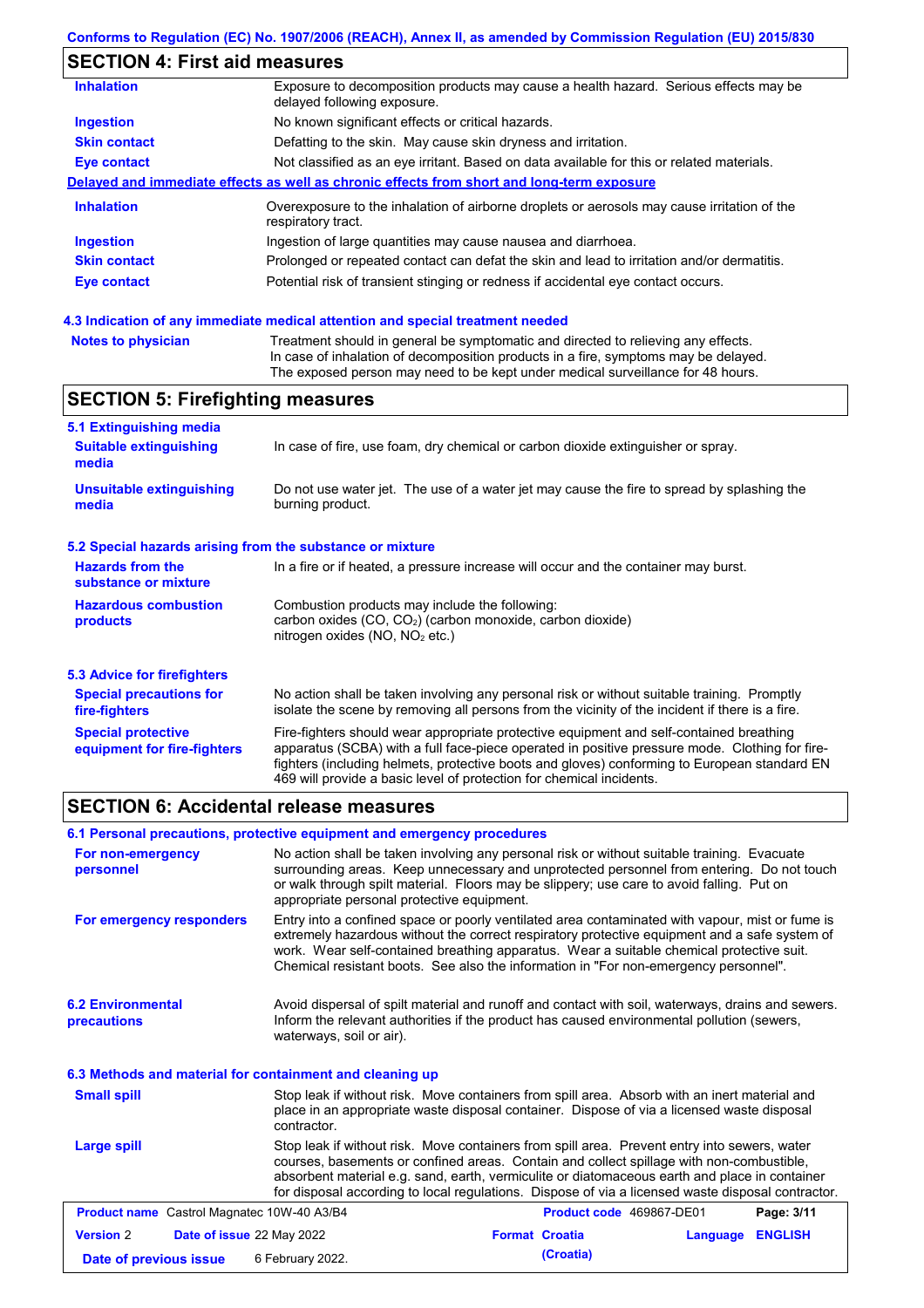## SECTION 4: First aid measures

| | |
|---|---|
| **Inhalation** | Exposure to decomposition products may cause a health hazard. Serious effects may be delayed following exposure. |
| **Ingestion** | No known significant effects or critical hazards. |
| **Skin contact** | Defatting to the skin. May cause skin dryness and irritation. |
| **Eye contact** | Not classified as an eye irritant. Based on data available for this or related materials. |

**Delayed and immediate effects as well as chronic effects from short and long-term exposure**

| | |
|---|---|
| **Inhalation** | Overexposure to the inhalation of airborne droplets or aerosols may cause irritation of the respiratory tract. |
| **Ingestion** | Ingestion of large quantities may cause nausea and diarrhoea. |
| **Skin contact** | Prolonged or repeated contact can defat the skin and lead to irritation and/or dermatitis. |
| **Eye contact** | Potential risk of transient stinging or redness if accidental eye contact occurs. |

### 4.3 Indication of any immediate medical attention and special treatment needed

| | |
|---|---|
| **Notes to physician** | Treatment should in general be symptomatic and directed to relieving any effects. In case of inhalation of decomposition products in a fire, symptoms may be delayed. The exposed person may need to be kept under medical surveillance for 48 hours. |

## SECTION 5: Firefighting measures

### 5.1 Extinguishing media

| | |
|---|---|
| **Suitable extinguishing media** | In case of fire, use foam, dry chemical or carbon dioxide extinguisher or spray. |
| **Unsuitable extinguishing media** | Do not use water jet. The use of a water jet may cause the fire to spread by splashing the burning product. |

### 5.2 Special hazards arising from the substance or mixture

| | |
|---|---|
| **Hazards from the substance or mixture** | In a fire or if heated, a pressure increase will occur and the container may burst. |
| **Hazardous combustion products** | Combustion products may include the following: carbon oxides (CO, $CO_2$) (carbon monoxide, carbon dioxide) nitrogen oxides (NO, $NO_2$ etc.) |

### 5.3 Advice for firefighters

| | |
|---|---|
| **Special precautions for fire-fighters** | No action shall be taken involving any personal risk or without suitable training. Promptly isolate the scene by removing all persons from the vicinity of the incident if there is a fire. |
| **Special protective equipment for fire-fighters** | Fire-fighters should wear appropriate protective equipment and self-contained breathing apparatus (SCBA) with a full face-piece operated in positive pressure mode. Clothing for fire-fighters (including helmets, protective boots and gloves) conforming to European standard EN 469 will provide a basic level of protection for chemical incidents. |

## SECTION 6: Accidental release measures

### 6.1 Personal precautions, protective equipment and emergency procedures

| | |
|---|---|
| **For non-emergency personnel** | No action shall be taken involving any personal risk or without suitable training. Evacuate surrounding areas. Keep unnecessary and unprotected personnel from entering. Do not touch or walk through spilt material. Floors may be slippery; use care to avoid falling. Put on appropriate personal protective equipment. |
| **For emergency responders** | Entry into a confined space or poorly ventilated area contaminated with vapour, mist or fume is extremely hazardous without the correct respiratory protective equipment and a safe system of work. Wear self-contained breathing apparatus. Wear a suitable chemical protective suit. Chemical resistant boots. See also the information in "For non-emergency personnel". |

| | |
|---|---|
| **6.2 Environmental precautions** | Avoid dispersal of spilt material and runoff and contact with soil, waterways, drains and sewers. Inform the relevant authorities if the product has caused environmental pollution (sewers, waterways, soil or air). |

### 6.3 Methods and material for containment and cleaning up

| | |
|---|---|
| **Small spill** | Stop leak if without risk. Move containers from spill area. Absorb with an inert material and place in an appropriate waste disposal container. Dispose of via a licensed waste disposal contractor. |
| **Large spill** | Stop leak if without risk. Move containers from spill area. Prevent entry into sewers, water courses, basements or confined areas. Contain and collect spillage with non-combustible, absorbent material e.g. sand, earth, vermiculite or diatomaceous earth and place in container for disposal according to local regulations. Dispose of via a licensed waste disposal contractor. |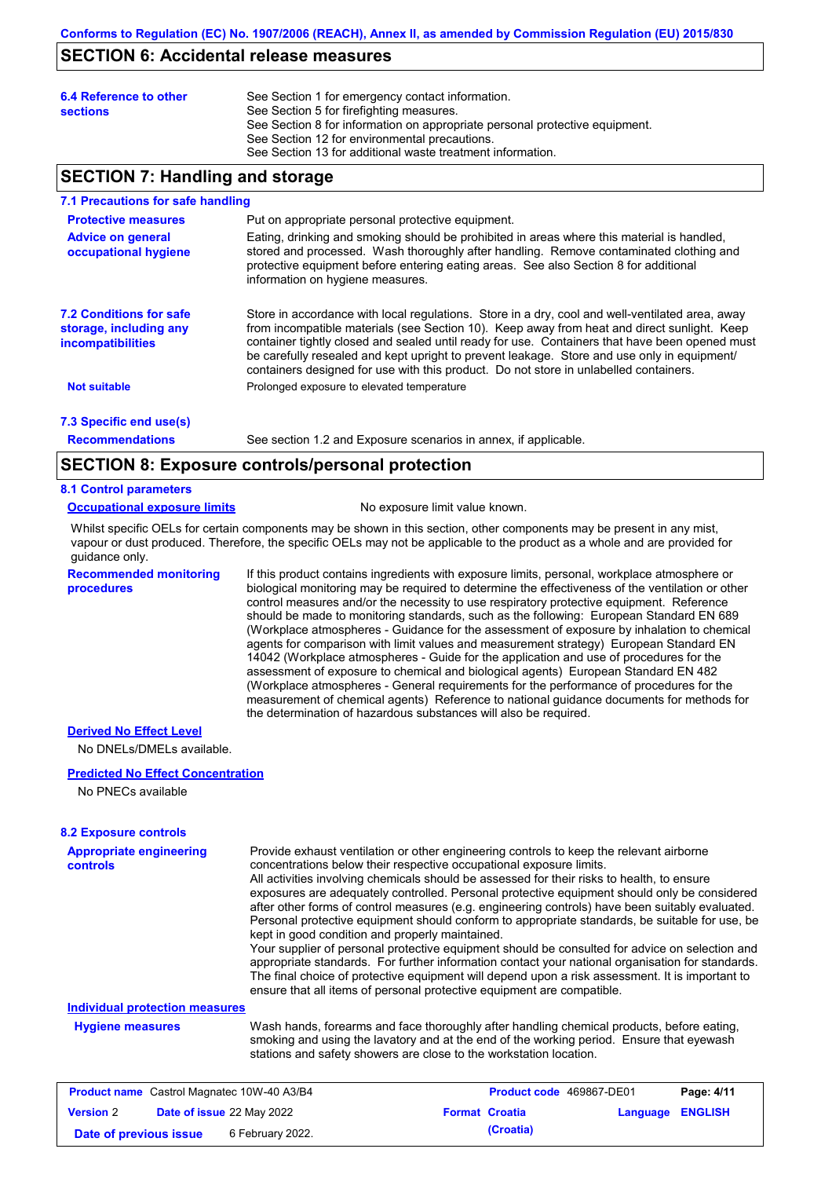## SECTION 6: Accidental release measures

**6.4 Reference to other sections**

See Section 1 for emergency contact information.
See Section 5 for firefighting measures.
See Section 8 for information on appropriate personal protective equipment.
See Section 12 for environmental precautions.
See Section 13 for additional waste treatment information.

## SECTION 7: Handling and storage

### 7.1 Precautions for safe handling

**Protective measures**
Put on appropriate personal protective equipment.

**Advice on general occupational hygiene**
Eating, drinking and smoking should be prohibited in areas where this material is handled, stored and processed. Wash thoroughly after handling. Remove contaminated clothing and protective equipment before entering eating areas. See also Section 8 for additional information on hygiene measures.

### 7.2 Conditions for safe storage, including any incompatibilities

Store in accordance with local regulations. Store in a dry, cool and well-ventilated area, away from incompatible materials (see Section 10). Keep away from heat and direct sunlight. Keep container tightly closed and sealed until ready for use. Containers that have been opened must be carefully resealed and kept upright to prevent leakage. Store and use only in equipment/ containers designed for use with this product. Do not store in unlabelled containers.

**Not suitable**
Prolonged exposure to elevated temperature

### 7.3 Specific end use(s)

**Recommendations**
See section 1.2 and Exposure scenarios in annex, if applicable.

## SECTION 8: Exposure controls/personal protection

### 8.1 Control parameters

**Occupational exposure limits**
No exposure limit value known.

Whilst specific OELs for certain components may be shown in this section, other components may be present in any mist, vapour or dust produced. Therefore, the specific OELs may not be applicable to the product as a whole and are provided for guidance only.

**Recommended monitoring procedures**
If this product contains ingredients with exposure limits, personal, workplace atmosphere or biological monitoring may be required to determine the effectiveness of the ventilation or other control measures and/or the necessity to use respiratory protective equipment. Reference should be made to monitoring standards, such as the following: European Standard EN 689 (Workplace atmospheres - Guidance for the assessment of exposure by inhalation to chemical agents for comparison with limit values and measurement strategy) European Standard EN 14042 (Workplace atmospheres - Guide for the application and use of procedures for the assessment of exposure to chemical and biological agents) European Standard EN 482 (Workplace atmospheres - General requirements for the performance of procedures for the measurement of chemical agents) Reference to national guidance documents for methods for the determination of hazardous substances will also be required.

**Derived No Effect Level**

No DNELs/DMELs available.

**Predicted No Effect Concentration**

No PNECs available

### 8.2 Exposure controls

**Appropriate engineering controls**
Provide exhaust ventilation or other engineering controls to keep the relevant airborne concentrations below their respective occupational exposure limits.
All activities involving chemicals should be assessed for their risks to health, to ensure exposures are adequately controlled. Personal protective equipment should only be considered after other forms of control measures (e.g. engineering controls) have been suitably evaluated. Personal protective equipment should conform to appropriate standards, be suitable for use, be kept in good condition and properly maintained.
Your supplier of personal protective equipment should be consulted for advice on selection and appropriate standards. For further information contact your national organisation for standards. The final choice of protective equipment will depend upon a risk assessment. It is important to ensure that all items of personal protective equipment are compatible.

**Individual protection measures**

**Hygiene measures**
Wash hands, forearms and face thoroughly after handling chemical products, before eating, smoking and using the lavatory and at the end of the working period. Ensure that eyewash stations and safety showers are close to the workstation location.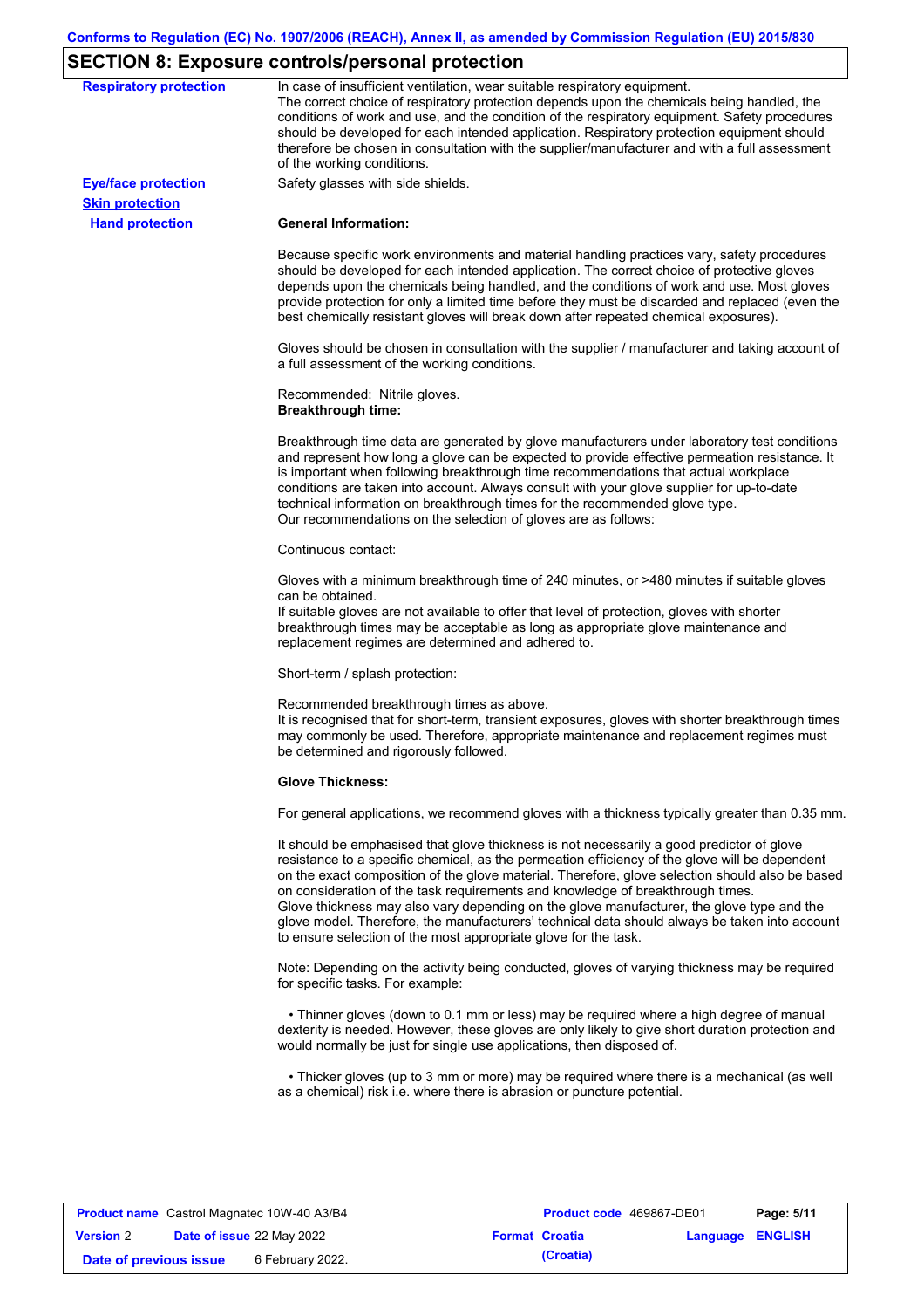## SECTION 8: Exposure controls/personal protection

**Respiratory protection**

In case of insufficient ventilation, wear suitable respiratory equipment.
The correct choice of respiratory protection depends upon the chemicals being handled, the conditions of work and use, and the condition of the respiratory equipment. Safety procedures should be developed for each intended application. Respiratory protection equipment should therefore be chosen in consultation with the supplier/manufacturer and with a full assessment of the working conditions.

**Eye/face protection**

Safety glasses with side shields.

**Skin protection**

**Hand protection**

**General Information:**

Because specific work environments and material handling practices vary, safety procedures should be developed for each intended application. The correct choice of protective gloves depends upon the chemicals being handled, and the conditions of work and use. Most gloves provide protection for only a limited time before they must be discarded and replaced (even the best chemically resistant gloves will break down after repeated chemical exposures).

Gloves should be chosen in consultation with the supplier / manufacturer and taking account of a full assessment of the working conditions.

Recommended: Nitrile gloves.
**Breakthrough time:**

Breakthrough time data are generated by glove manufacturers under laboratory test conditions and represent how long a glove can be expected to provide effective permeation resistance. It is important when following breakthrough time recommendations that actual workplace conditions are taken into account. Always consult with your glove supplier for up-to-date technical information on breakthrough times for the recommended glove type.
Our recommendations on the selection of gloves are as follows:

Continuous contact:

Gloves with a minimum breakthrough time of 240 minutes, or >480 minutes if suitable gloves can be obtained.
If suitable gloves are not available to offer that level of protection, gloves with shorter breakthrough times may be acceptable as long as appropriate glove maintenance and replacement regimes are determined and adhered to.

Short-term / splash protection:

Recommended breakthrough times as above.
It is recognised that for short-term, transient exposures, gloves with shorter breakthrough times may commonly be used. Therefore, appropriate maintenance and replacement regimes must be determined and rigorously followed.

**Glove Thickness:**

For general applications, we recommend gloves with a thickness typically greater than 0.35 mm.

It should be emphasised that glove thickness is not necessarily a good predictor of glove resistance to a specific chemical, as the permeation efficiency of the glove will be dependent on the exact composition of the glove material. Therefore, glove selection should also be based on consideration of the task requirements and knowledge of breakthrough times.
Glove thickness may also vary depending on the glove manufacturer, the glove type and the glove model. Therefore, the manufacturers' technical data should always be taken into account to ensure selection of the most appropriate glove for the task.

Note: Depending on the activity being conducted, gloves of varying thickness may be required for specific tasks. For example:

- Thinner gloves (down to 0.1 mm or less) may be required where a high degree of manual dexterity is needed. However, these gloves are only likely to give short duration protection and would normally be just for single use applications, then disposed of.

- Thicker gloves (up to 3 mm or more) may be required where there is a mechanical (as well as a chemical) risk i.e. where there is abrasion or puncture potential.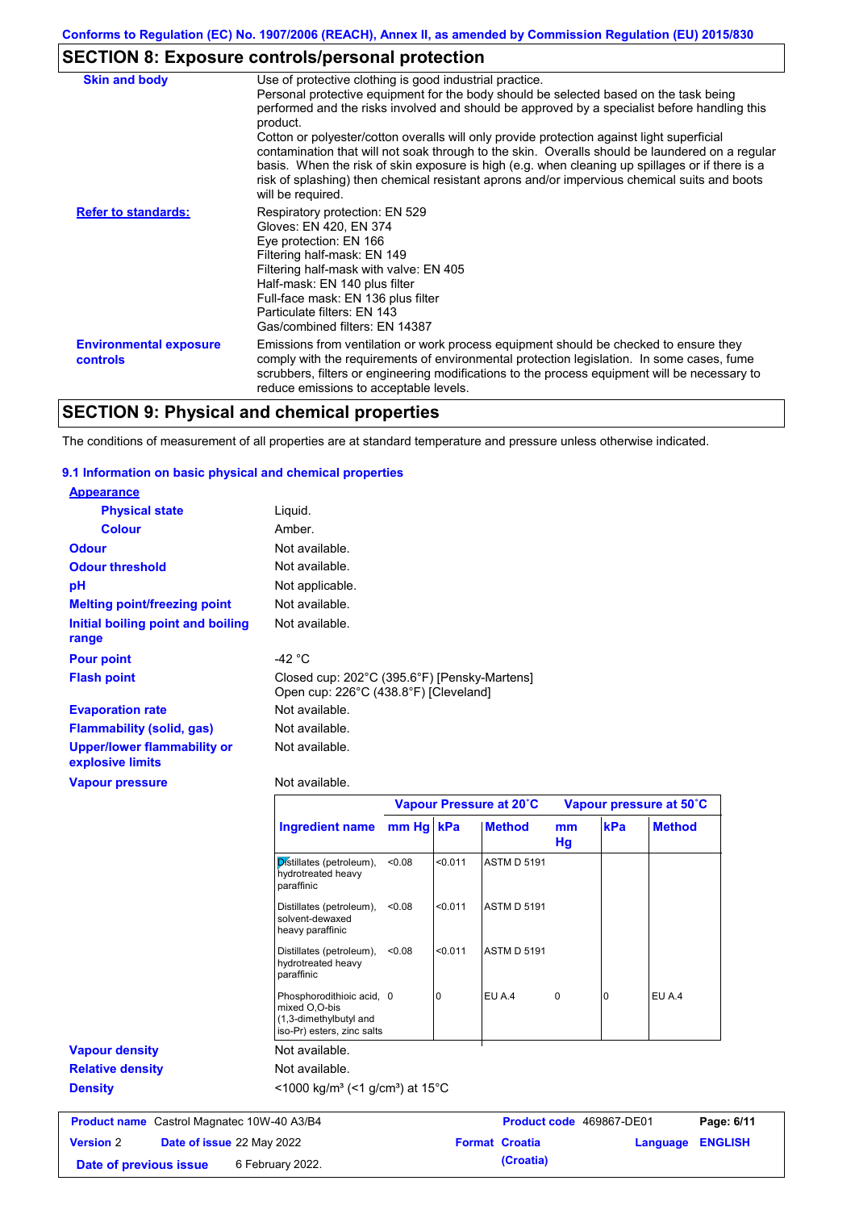## SECTION 8: Exposure controls/personal protection

**Skin and body**

Use of protective clothing is good industrial practice.
Personal protective equipment for the body should be selected based on the task being performed and the risks involved and should be approved by a specialist before handling this product.
Cotton or polyester/cotton overalls will only provide protection against light superficial contamination that will not soak through to the skin. Overalls should be laundered on a regular basis. When the risk of skin exposure is high (e.g. when cleaning up spillages or if there is a risk of splashing) then chemical resistant aprons and/or impervious chemical suits and boots will be required.

**Refer to standards:**

Respiratory protection: EN 529
Gloves: EN 420, EN 374
Eye protection: EN 166
Filtering half-mask: EN 149
Filtering half-mask with valve: EN 405
Half-mask: EN 140 plus filter
Full-face mask: EN 136 plus filter
Particulate filters: EN 143
Gas/combined filters: EN 14387

**Environmental exposure controls**

Emissions from ventilation or work process equipment should be checked to ensure they comply with the requirements of environmental protection legislation. In some cases, fume scrubbers, filters or engineering modifications to the process equipment will be necessary to reduce emissions to acceptable levels.

## SECTION 9: Physical and chemical properties

The conditions of measurement of all properties are at standard temperature and pressure unless otherwise indicated.

### 9.1 Information on basic physical and chemical properties

**Appearance**

| | |
|---|---|
| **Physical state** | Liquid. |
| **Colour** | Amber. |
| **Odour** | Not available. |
| **Odour threshold** | Not available. |
| **pH** | Not applicable. |
| **Melting point/freezing point** | Not available. |
| **Initial boiling point and boiling range** | Not available. |
| **Pour point** | -42 °C |
| **Flash point** | Closed cup: 202°C (395.6°F) [Pensky-Martens]<br>Open cup: 226°C (438.8°F) [Cleveland] |
| **Evaporation rate** | Not available. |
| **Flammability (solid, gas)** | Not available. |
| **Upper/lower flammability or explosive limits** | Not available. |
| **Vapour pressure** | Not available. |

| Ingredient name | Vapour Pressure at 20˚C | | | Vapour pressure at 50˚C | | |
|---|---|---|---|---|---|---|
| | mm Hg | kPa | Method | mm Hg | kPa | Method |
| Distillates (petroleum), hydrotreated heavy paraffinic | <0.08 | <0.011 | ASTM D 5191 | | | |
| Distillates (petroleum), solvent-dewaxed heavy paraffinic | <0.08 | <0.011 | ASTM D 5191 | | | |
| Distillates (petroleum), hydrotreated heavy paraffinic | <0.08 | <0.011 | ASTM D 5191 | | | |
| Phosphorodithioic acid, mixed O,O-bis (1,3-dimethylbutyl and iso-Pr) esters, zinc salts | 0 | 0 | EU A.4 | 0 | 0 | EU A.4 |

| | |
|---|---|
| **Vapour density** | Not available. |
| **Relative density** | Not available. |
| **Density** | <1000 kg/m³ (<1 g/cm³) at 15°C |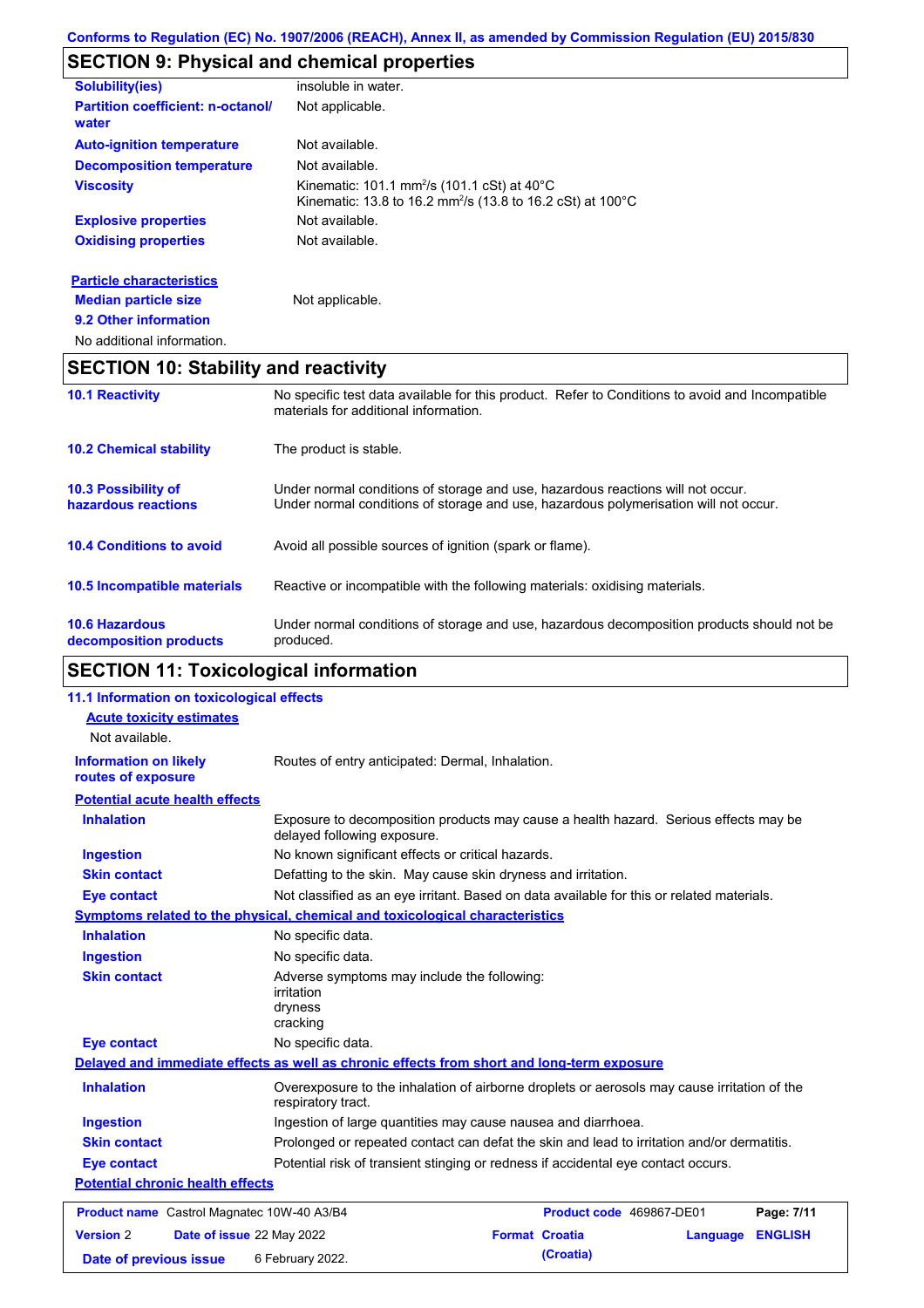## SECTION 9: Physical and chemical properties

| | |
|---|---|
| **Solubility(ies)** | insoluble in water. |
| **Partition coefficient: n-octanol/water** | Not applicable. |
| **Auto-ignition temperature** | Not available. |
| **Decomposition temperature** | Not available. |
| **Viscosity** | Kinematic: 101.1 $mm^2/s$ (101.1 cSt) at 40°C<br>Kinematic: 13.8 to 16.2 $mm^2/s$ (13.8 to 16.2 cSt) at 100°C |
| **Explosive properties** | Not available. |
| **Oxidising properties** | Not available. |

**Particle characteristics**

| | |
|---|---|
| **Median particle size** | Not applicable. |

**9.2 Other information**

No additional information.

## SECTION 10: Stability and reactivity

| | |
|---|---|
| **10.1 Reactivity** | No specific test data available for this product. Refer to Conditions to avoid and Incompatible materials for additional information. |
| **10.2 Chemical stability** | The product is stable. |
| **10.3 Possibility of hazardous reactions** | Under normal conditions of storage and use, hazardous reactions will not occur.<br>Under normal conditions of storage and use, hazardous polymerisation will not occur. |
| **10.4 Conditions to avoid** | Avoid all possible sources of ignition (spark or flame). |
| **10.5 Incompatible materials** | Reactive or incompatible with the following materials: oxidising materials. |
| **10.6 Hazardous decomposition products** | Under normal conditions of storage and use, hazardous decomposition products should not be produced. |

## SECTION 11: Toxicological information

**11.1 Information on toxicological effects**

**Acute toxicity estimates**

Not available.

| | |
|---|---|
| **Information on likely routes of exposure** | Routes of entry anticipated: Dermal, Inhalation. |

**Potential acute health effects**

| | |
|---|---|
| **Inhalation** | Exposure to decomposition products may cause a health hazard. Serious effects may be delayed following exposure. |
| **Ingestion** | No known significant effects or critical hazards. |
| **Skin contact** | Defatting to the skin. May cause skin dryness and irritation. |
| **Eye contact** | Not classified as an eye irritant. Based on data available for this or related materials. |

**Symptoms related to the physical, chemical and toxicological characteristics**

| | |
|---|---|
| **Inhalation** | No specific data. |
| **Ingestion** | No specific data. |
| **Skin contact** | Adverse symptoms may include the following:<br>irritation<br>dryness<br>cracking |
| **Eye contact** | No specific data. |

**Delayed and immediate effects as well as chronic effects from short and long-term exposure**

| | |
|---|---|
| **Inhalation** | Overexposure to the inhalation of airborne droplets or aerosols may cause irritation of the respiratory tract. |
| **Ingestion** | Ingestion of large quantities may cause nausea and diarrhoea. |
| **Skin contact** | Prolonged or repeated contact can defat the skin and lead to irritation and/or dermatitis. |
| **Eye contact** | Potential risk of transient stinging or redness if accidental eye contact occurs. |

**Potential chronic health effects**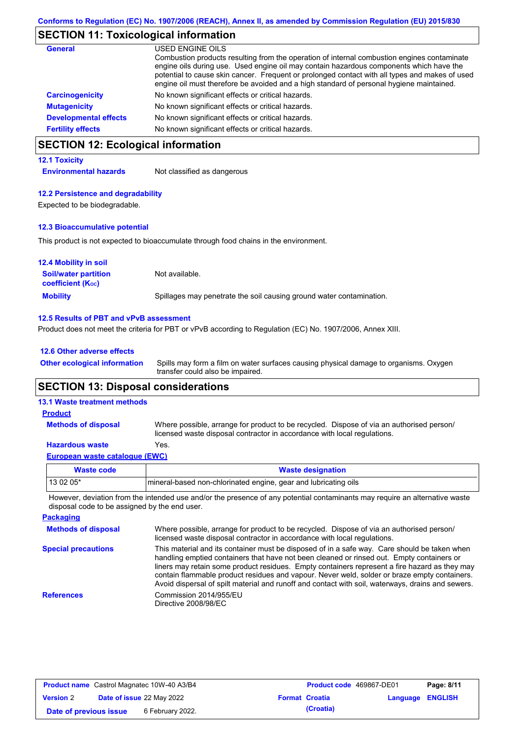Conforms to Regulation (EC) No. 1907/2006 (REACH), Annex II, as amended by Commission Regulation (EU) 2015/830

## SECTION 11: Toxicological information

**General**

USED ENGINE OILS
Combustion products resulting from the operation of internal combustion engines contaminate engine oils during use. Used engine oil may contain hazardous components which have the potential to cause skin cancer. Frequent or prolonged contact with all types and makes of used engine oil must therefore be avoided and a high standard of personal hygiene maintained.

**Carcinogenicity** No known significant effects or critical hazards.

**Mutagenicity** No known significant effects or critical hazards.

**Developmental effects** No known significant effects or critical hazards.

**Fertility effects** No known significant effects or critical hazards.

## SECTION 12: Ecological information

### 12.1 Toxicity

**Environmental hazards** Not classified as dangerous

### 12.2 Persistence and degradability

Expected to be biodegradable.

### 12.3 Bioaccumulative potential

This product is not expected to bioaccumulate through food chains in the environment.

### 12.4 Mobility in soil

**Soil/water partition coefficient ($K_{OC}$)** Not available.

**Mobility** Spillages may penetrate the soil causing ground water contamination.

### 12.5 Results of PBT and vPvB assessment

Product does not meet the criteria for PBT or vPvB according to Regulation (EC) No. 1907/2006, Annex XIII.

### 12.6 Other adverse effects

**Other ecological information** Spills may form a film on water surfaces causing physical damage to organisms. Oxygen transfer could also be impaired.

## SECTION 13: Disposal considerations

### 13.1 Waste treatment methods

**Product**

**Methods of disposal** Where possible, arrange for product to be recycled. Dispose of via an authorised person/ licensed waste disposal contractor in accordance with local regulations.

**Hazardous waste** Yes.

**European waste catalogue (EWC)**

| Waste code | Waste designation |
|---|---|
| 13 02 05* | mineral-based non-chlorinated engine, gear and lubricating oils |

However, deviation from the intended use and/or the presence of any potential contaminants may require an alternative waste disposal code to be assigned by the end user.

**Packaging**

**Methods of disposal** Where possible, arrange for product to be recycled. Dispose of via an authorised person/ licensed waste disposal contractor in accordance with local regulations.

**Special precautions** This material and its container must be disposed of in a safe way. Care should be taken when handling emptied containers that have not been cleaned or rinsed out. Empty containers or liners may retain some product residues. Empty containers represent a fire hazard as they may contain flammable product residues and vapour. Never weld, solder or braze empty containers. Avoid dispersal of spilt material and runoff and contact with soil, waterways, drains and sewers.

**References** Commission 2014/955/EU
Directive 2008/98/EC

| Product name Castrol Magnatec 10W-40 A3/B4 | Product code 469867-DE01 | Page: 8/11 |
|---|---|---|
| Version 2 Date of issue 22 May 2022 | Format Croatia (Croatia) | Language ENGLISH |
| Date of previous issue 6 February 2022. | | |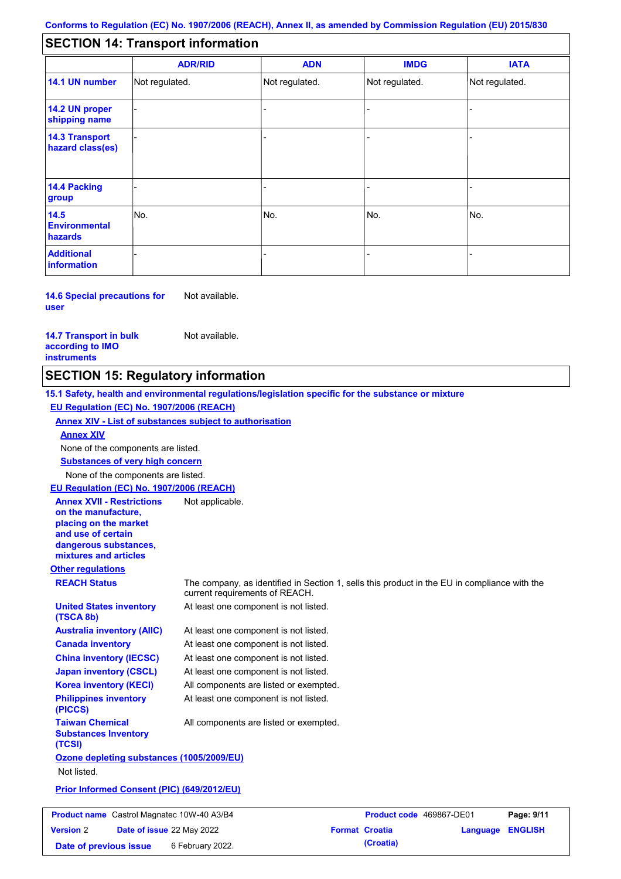## SECTION 14: Transport information

| | ADR/RID | ADN | IMDG | IATA |
|---|---|---|---|---|
| 14.1 UN number | Not regulated. | Not regulated. | Not regulated. | Not regulated. |
| 14.2 UN proper shipping name | - | - | - | - |
| 14.3 Transport hazard class(es) | - | - | - | - |
| 14.4 Packing group | - | - | - | - |
| 14.5 Environmental hazards | No. | No. | No. | No. |
| Additional information | - | - | - | - |

**14.6 Special precautions for user** Not available.

**14.7 Transport in bulk according to IMO instruments** Not available.

## SECTION 15: Regulatory information

**15.1 Safety, health and environmental regulations/legislation specific for the substance or mixture**

**EU Regulation (EC) No. 1907/2006 (REACH)**

**Annex XIV - List of substances subject to authorisation**

**Annex XIV**

None of the components are listed.

**Substances of very high concern**

None of the components are listed.

**EU Regulation (EC) No. 1907/2006 (REACH)**

**Annex XVII - Restrictions on the manufacture, placing on the market and use of certain dangerous substances, mixtures and articles** Not applicable.

**Other regulations**

**REACH Status** The company, as identified in Section 1, sells this product in the EU in compliance with the current requirements of REACH.

**United States inventory (TSCA 8b)** At least one component is not listed.

**Australia inventory (AIIC)** At least one component is not listed.

**Canada inventory** At least one component is not listed.

**China inventory (IECSC)** At least one component is not listed.

**Japan inventory (CSCL)** At least one component is not listed.

**Korea inventory (KECI)** All components are listed or exempted.

**Philippines inventory (PICCS)** At least one component is not listed.

**Taiwan Chemical Substances Inventory (TCSI)** All components are listed or exempted.

**Ozone depleting substances (1005/2009/EU)**

Not listed.

**Prior Informed Consent (PIC) (649/2012/EU)**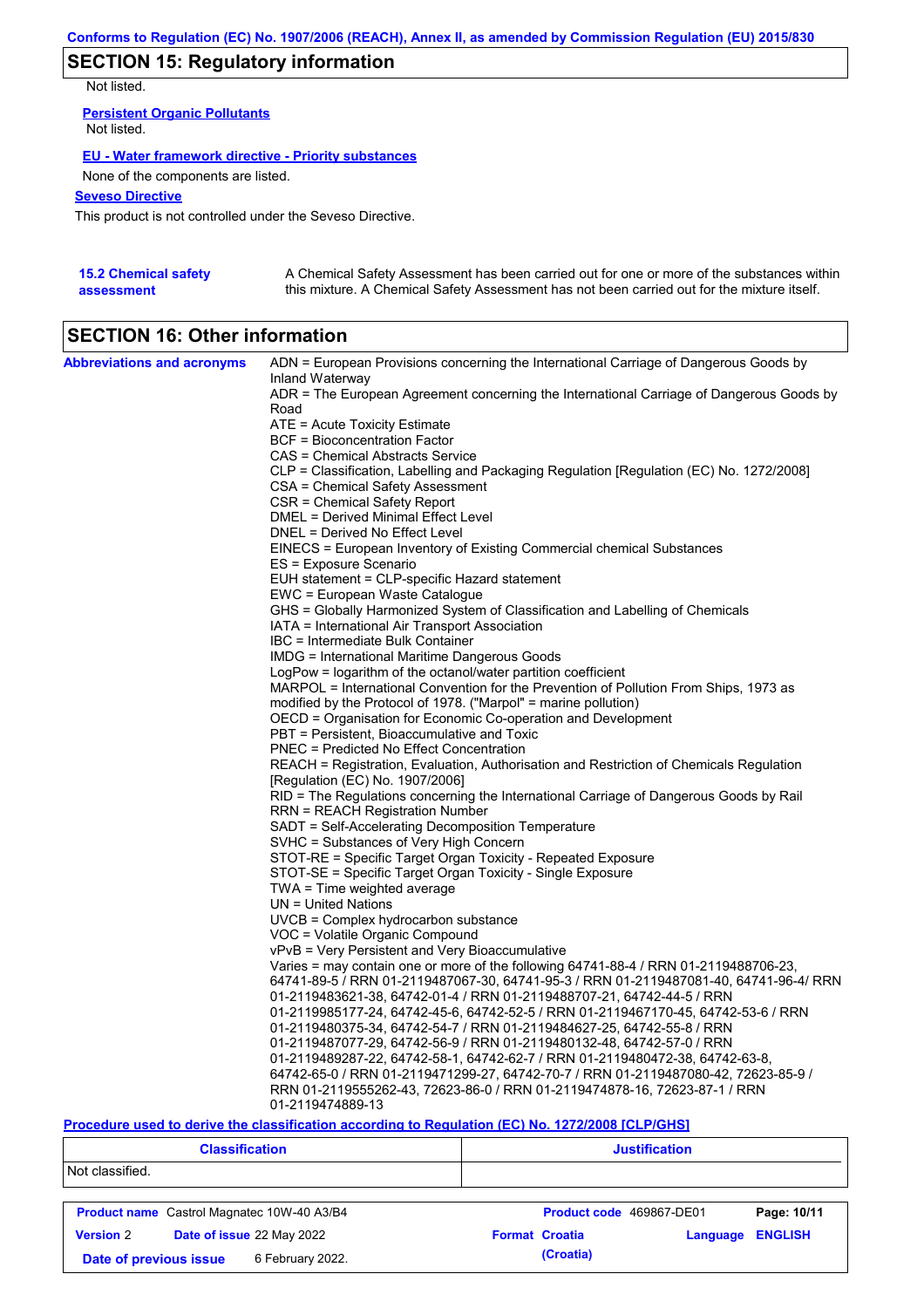## SECTION 15: Regulatory information

Not listed.

**Persistent Organic Pollutants**

Not listed.

**EU - Water framework directive - Priority substances**

None of the components are listed.

**Seveso Directive**

This product is not controlled under the Seveso Directive.

**15.2 Chemical safety assessment**

A Chemical Safety Assessment has been carried out for one or more of the substances within this mixture. A Chemical Safety Assessment has not been carried out for the mixture itself.

## SECTION 16: Other information

**Abbreviations and acronyms**

ADN = European Provisions concerning the International Carriage of Dangerous Goods by Inland Waterway
ADR = The European Agreement concerning the International Carriage of Dangerous Goods by Road
ATE = Acute Toxicity Estimate
BCF = Bioconcentration Factor
CAS = Chemical Abstracts Service
CLP = Classification, Labelling and Packaging Regulation [Regulation (EC) No. 1272/2008]
CSA = Chemical Safety Assessment
CSR = Chemical Safety Report
DMEL = Derived Minimal Effect Level
DNEL = Derived No Effect Level
EINECS = European Inventory of Existing Commercial chemical Substances
ES = Exposure Scenario
EUH statement = CLP-specific Hazard statement
EWC = European Waste Catalogue
GHS = Globally Harmonized System of Classification and Labelling of Chemicals
IATA = International Air Transport Association
IBC = Intermediate Bulk Container
IMDG = International Maritime Dangerous Goods
LogPow = logarithm of the octanol/water partition coefficient
MARPOL = International Convention for the Prevention of Pollution From Ships, 1973 as modified by the Protocol of 1978. ("Marpol" = marine pollution)
OECD = Organisation for Economic Co-operation and Development
PBT = Persistent, Bioaccumulative and Toxic
PNEC = Predicted No Effect Concentration
REACH = Registration, Evaluation, Authorisation and Restriction of Chemicals Regulation [Regulation (EC) No. 1907/2006]
RID = The Regulations concerning the International Carriage of Dangerous Goods by Rail
RRN = REACH Registration Number
SADT = Self-Accelerating Decomposition Temperature
SVHC = Substances of Very High Concern
STOT-RE = Specific Target Organ Toxicity - Repeated Exposure
STOT-SE = Specific Target Organ Toxicity - Single Exposure
TWA = Time weighted average
UN = United Nations
UVCB = Complex hydrocarbon substance
VOC = Volatile Organic Compound
vPvB = Very Persistent and Very Bioaccumulative
Varies = may contain one or more of the following 64741-88-4 / RRN 01-2119488706-23, 64741-89-5 / RRN 01-2119487067-30, 64741-95-3 / RRN 01-2119487081-40, 64741-96-4/ RRN 01-2119483621-38, 64742-01-4 / RRN 01-2119488707-21, 64742-44-5 / RRN 01-2119985177-24, 64742-45-6, 64742-52-5 / RRN 01-2119467170-45, 64742-53-6 / RRN 01-2119480375-34, 64742-54-7 / RRN 01-2119484627-25, 64742-55-8 / RRN 01-2119487077-29, 64742-56-9 / RRN 01-2119480132-48, 64742-57-0 / RRN 01-2119489287-22, 64742-58-1, 64742-62-7 / RRN 01-2119480472-38, 64742-63-8, 64742-65-0 / RRN 01-2119471299-27, 64742-70-7 / RRN 01-2119487080-42, 72623-85-9 / RRN 01-2119555262-43, 72623-86-0 / RRN 01-2119474878-16, 72623-87-1 / RRN 01-2119474889-13

**Procedure used to derive the classification according to Regulation (EC) No. 1272/2008 [CLP/GHS]**

| Classification | Justification |
| --- | --- |
| Not classified. | |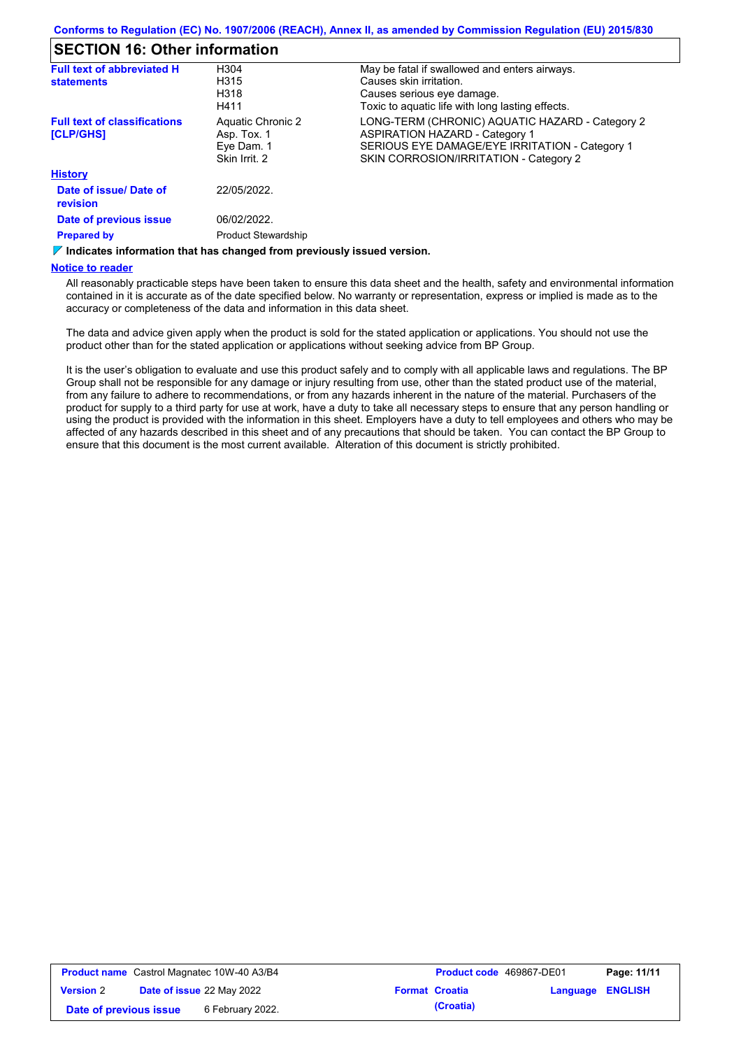## SECTION 16: Other information

| | | |
|---|---|---|
| **Full text of abbreviated H statements** | H304<br>H315<br>H318<br>H411 | May be fatal if swallowed and enters airways.<br>Causes skin irritation.<br>Causes serious eye damage.<br>Toxic to aquatic life with long lasting effects. |
| **Full text of classifications [CLP/GHS]** | Aquatic Chronic 2<br>Asp. Tox. 1<br>Eye Dam. 1<br>Skin Irrit. 2 | LONG-TERM (CHRONIC) AQUATIC HAZARD - Category 2<br>ASPIRATION HAZARD - Category 1<br>SERIOUS EYE DAMAGE/EYE IRRITATION - Category 1<br>SKIN CORROSION/IRRITATION - Category 2 |

**History**

| | |
|---|---|
| **Date of issue/ Date of revision** | 22/05/2022. |
| **Date of previous issue** | 06/02/2022. |
| **Prepared by** | Product Stewardship |

**Indicates information that has changed from previously issued version.**

**Notice to reader**

All reasonably practicable steps have been taken to ensure this data sheet and the health, safety and environmental information contained in it is accurate as of the date specified below. No warranty or representation, express or implied is made as to the accuracy or completeness of the data and information in this data sheet.

The data and advice given apply when the product is sold for the stated application or applications. You should not use the product other than for the stated application or applications without seeking advice from BP Group.

It is the user's obligation to evaluate and use this product safely and to comply with all applicable laws and regulations. The BP Group shall not be responsible for any damage or injury resulting from use, other than the stated product use of the material, from any failure to adhere to recommendations, or from any hazards inherent in the nature of the material. Purchasers of the product for supply to a third party for use at work, have a duty to take all necessary steps to ensure that any person handling or using the product is provided with the information in this sheet. Employers have a duty to tell employees and others who may be affected of any hazards described in this sheet and of any precautions that should be taken. You can contact the BP Group to ensure that this document is the most current available. Alteration of this document is strictly prohibited.